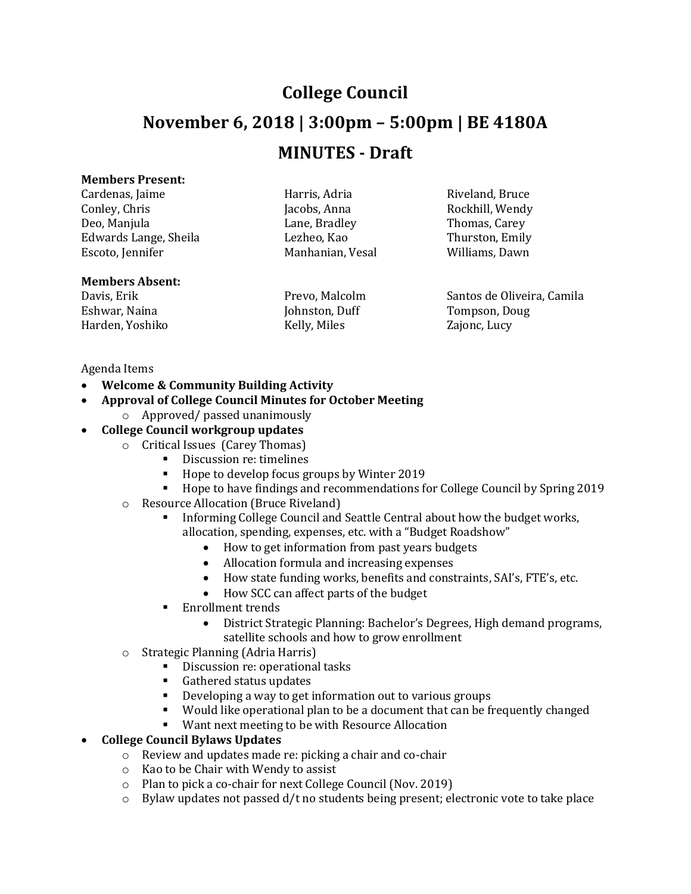# College Council

## November 6, 2018 | 3:00pm – 5:00pm | BE 4180A

## MINUTES - Draft

**Members Present:**

| | | |
|---|---|---|
| Cardenas, Jaime | Harris, Adria | Riveland, Bruce |
| Conley, Chris | Jacobs, Anna | Rockhill, Wendy |
| Deo, Manjula | Lane, Bradley | Thomas, Carey |
| Edwards Lange, Sheila | Lezheo, Kao | Thurston, Emily |
| Escoto, Jennifer | Manhanian, Vesal | Williams, Dawn |

**Members Absent:**

| | | |
|---|---|---|
| Davis, Erik | Prevo, Malcolm | Santos de Oliveira, Camila |
| Eshwar, Naina | Johnston, Duff | Tompson, Doug |
| Harden, Yoshiko | Kelly, Miles | Zajonc, Lucy |

Agenda Items

- **Welcome & Community Building Activity**
- **Approval of College Council Minutes for October Meeting**
  - Approved/ passed unanimously
- **College Council workgroup updates**
  - Critical Issues (Carey Thomas)
    - Discussion re: timelines
    - Hope to develop focus groups by Winter 2019
    - Hope to have findings and recommendations for College Council by Spring 2019
  - Resource Allocation (Bruce Riveland)
    - Informing College Council and Seattle Central about how the budget works, allocation, spending, expenses, etc. with a "Budget Roadshow"
      - How to get information from past years budgets
      - Allocation formula and increasing expenses
      - How state funding works, benefits and constraints, SAI's, FTE's, etc.
      - How SCC can affect parts of the budget
    - Enrollment trends
      - District Strategic Planning: Bachelor's Degrees, High demand programs, satellite schools and how to grow enrollment
  - Strategic Planning (Adria Harris)
    - Discussion re: operational tasks
    - Gathered status updates
    - Developing a way to get information out to various groups
    - Would like operational plan to be a document that can be frequently changed
    - Want next meeting to be with Resource Allocation
- **College Council Bylaws Updates**
  - Review and updates made re: picking a chair and co-chair
  - Kao to be Chair with Wendy to assist
  - Plan to pick a co-chair for next College Council (Nov. 2019)
  - Bylaw updates not passed d/t no students being present; electronic vote to take place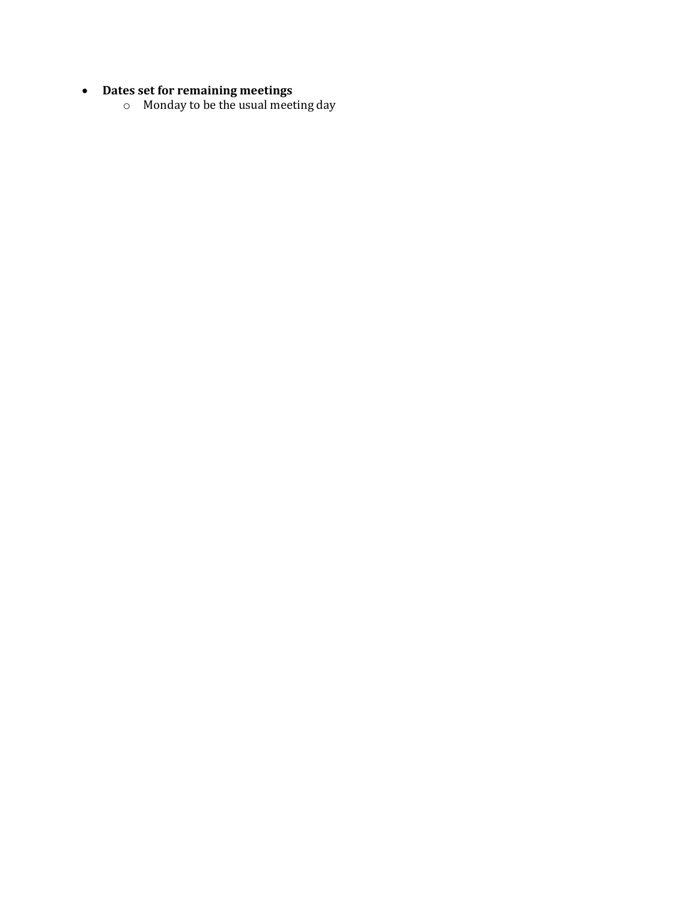- **Dates set for remaining meetings**
    - Monday to be the usual meeting day